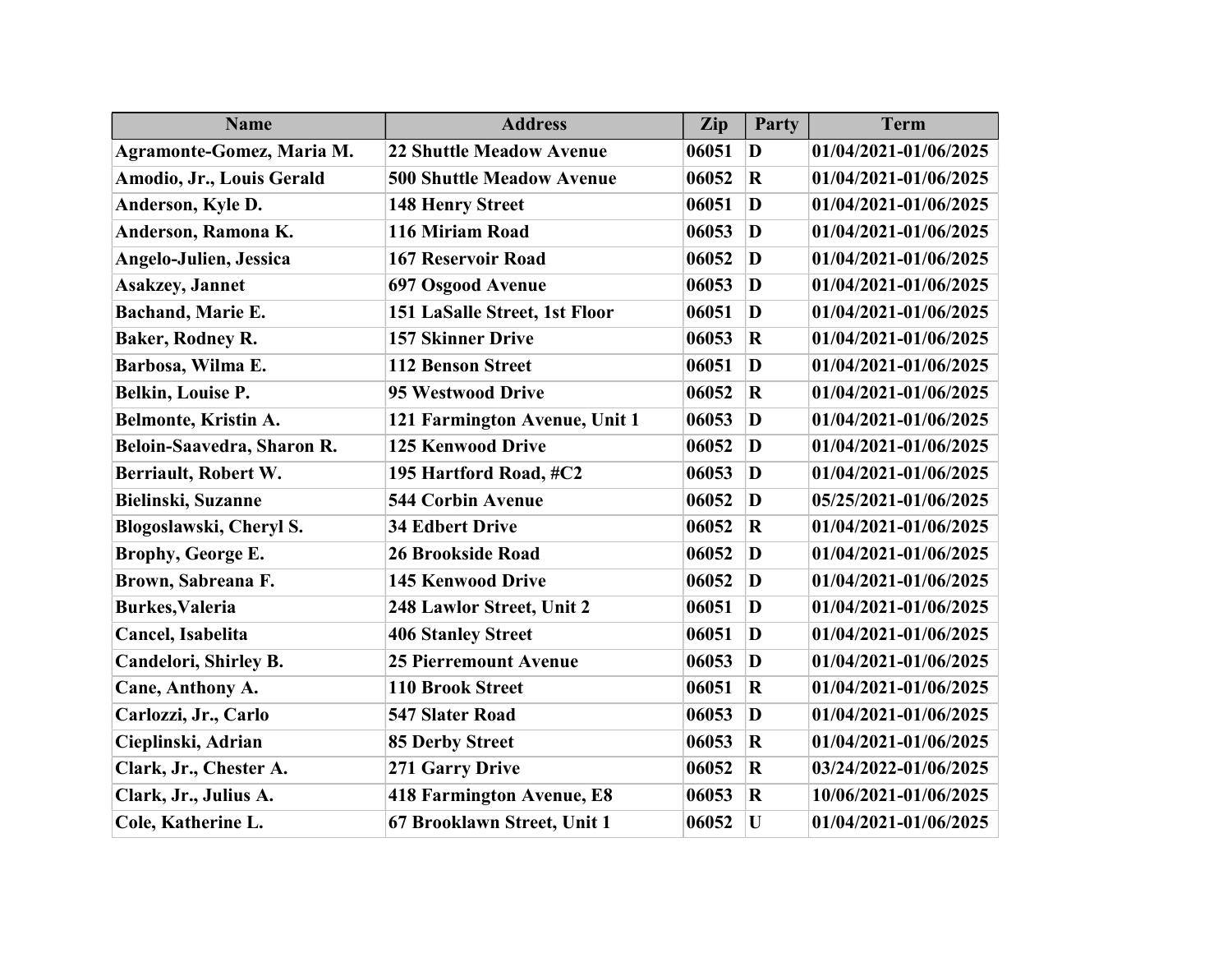| Name | Address | Zip | Party | Term |
|---|---|---|---|---|
| Agramonte-Gomez, Maria M. | 22 Shuttle Meadow Avenue | 06051 | D | 01/04/2021-01/06/2025 |
| Amodio, Jr., Louis Gerald | 500 Shuttle Meadow Avenue | 06052 | R | 01/04/2021-01/06/2025 |
| Anderson, Kyle D. | 148 Henry Street | 06051 | D | 01/04/2021-01/06/2025 |
| Anderson, Ramona K. | 116 Miriam Road | 06053 | D | 01/04/2021-01/06/2025 |
| Angelo-Julien, Jessica | 167 Reservoir Road | 06052 | D | 01/04/2021-01/06/2025 |
| Asakzey, Jannet | 697 Osgood Avenue | 06053 | D | 01/04/2021-01/06/2025 |
| Bachand, Marie E. | 151 LaSalle Street, 1st Floor | 06051 | D | 01/04/2021-01/06/2025 |
| Baker, Rodney R. | 157 Skinner Drive | 06053 | R | 01/04/2021-01/06/2025 |
| Barbosa, Wilma E. | 112 Benson Street | 06051 | D | 01/04/2021-01/06/2025 |
| Belkin, Louise P. | 95 Westwood Drive | 06052 | R | 01/04/2021-01/06/2025 |
| Belmonte, Kristin A. | 121 Farmington Avenue, Unit 1 | 06053 | D | 01/04/2021-01/06/2025 |
| Beloin-Saavedra, Sharon R. | 125 Kenwood Drive | 06052 | D | 01/04/2021-01/06/2025 |
| Berriault, Robert W. | 195 Hartford Road, #C2 | 06053 | D | 01/04/2021-01/06/2025 |
| Bielinski, Suzanne | 544 Corbin Avenue | 06052 | D | 05/25/2021-01/06/2025 |
| Blogoslawski, Cheryl S. | 34 Edbert Drive | 06052 | R | 01/04/2021-01/06/2025 |
| Brophy, George E. | 26 Brookside Road | 06052 | D | 01/04/2021-01/06/2025 |
| Brown, Sabreana F. | 145 Kenwood Drive | 06052 | D | 01/04/2021-01/06/2025 |
| Burkes,Valeria | 248 Lawlor Street, Unit 2 | 06051 | D | 01/04/2021-01/06/2025 |
| Cancel, Isabelita | 406 Stanley Street | 06051 | D | 01/04/2021-01/06/2025 |
| Candelori, Shirley B. | 25 Pierremount Avenue | 06053 | D | 01/04/2021-01/06/2025 |
| Cane, Anthony A. | 110 Brook Street | 06051 | R | 01/04/2021-01/06/2025 |
| Carlozzi, Jr., Carlo | 547 Slater Road | 06053 | D | 01/04/2021-01/06/2025 |
| Cieplinski, Adrian | 85 Derby Street | 06053 | R | 01/04/2021-01/06/2025 |
| Clark, Jr., Chester A. | 271 Garry Drive | 06052 | R | 03/24/2022-01/06/2025 |
| Clark, Jr., Julius A. | 418 Farmington Avenue, E8 | 06053 | R | 10/06/2021-01/06/2025 |
| Cole, Katherine L. | 67 Brooklawn Street, Unit 1 | 06052 | U | 01/04/2021-01/06/2025 |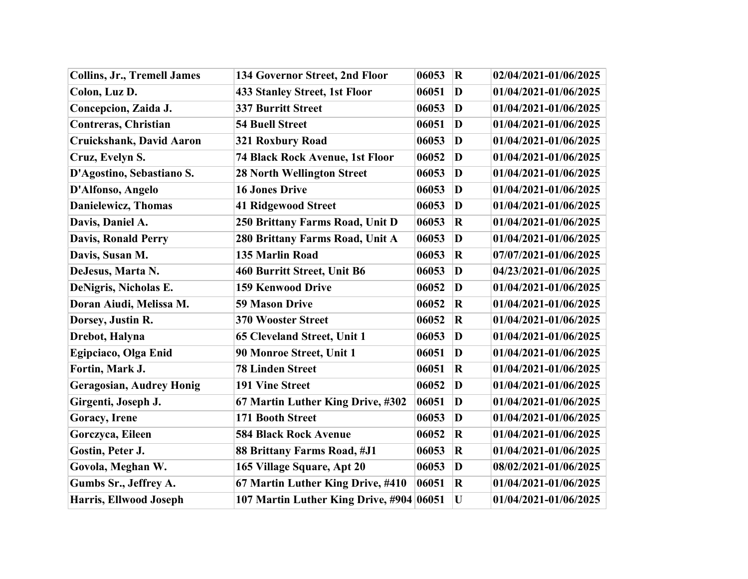| | | | | |
|---|---|---|---|---|
| **Collins, Jr., Tremell James** | **134 Governor Street, 2nd Floor** | **06053** | **R** | **02/04/2021-01/06/2025** |
| **Colon, Luz D.** | **433 Stanley Street, 1st Floor** | **06051** | **D** | **01/04/2021-01/06/2025** |
| **Concepcion, Zaida J.** | **337 Burritt Street** | **06053** | **D** | **01/04/2021-01/06/2025** |
| **Contreras, Christian** | **54 Buell Street** | **06051** | **D** | **01/04/2021-01/06/2025** |
| **Cruickshank, David Aaron** | **321 Roxbury Road** | **06053** | **D** | **01/04/2021-01/06/2025** |
| **Cruz, Evelyn S.** | **74 Black Rock Avenue, 1st Floor** | **06052** | **D** | **01/04/2021-01/06/2025** |
| **D'Agostino, Sebastiano S.** | **28 North Wellington Street** | **06053** | **D** | **01/04/2021-01/06/2025** |
| **D'Alfonso, Angelo** | **16 Jones Drive** | **06053** | **D** | **01/04/2021-01/06/2025** |
| **Danielewicz, Thomas** | **41 Ridgewood Street** | **06053** | **D** | **01/04/2021-01/06/2025** |
| **Davis, Daniel A.** | **250 Brittany Farms Road, Unit D** | **06053** | **R** | **01/04/2021-01/06/2025** |
| **Davis, Ronald Perry** | **280 Brittany Farms Road, Unit A** | **06053** | **D** | **01/04/2021-01/06/2025** |
| **Davis, Susan M.** | **135 Marlin Road** | **06053** | **R** | **07/07/2021-01/06/2025** |
| **DeJesus, Marta N.** | **460 Burritt Street, Unit B6** | **06053** | **D** | **04/23/2021-01/06/2025** |
| **DeNigris, Nicholas E.** | **159 Kenwood Drive** | **06052** | **D** | **01/04/2021-01/06/2025** |
| **Doran Aiudi, Melissa M.** | **59 Mason Drive** | **06052** | **R** | **01/04/2021-01/06/2025** |
| **Dorsey, Justin R.** | **370 Wooster Street** | **06052** | **R** | **01/04/2021-01/06/2025** |
| **Drebot, Halyna** | **65 Cleveland Street, Unit 1** | **06053** | **D** | **01/04/2021-01/06/2025** |
| **Egipciaco, Olga Enid** | **90 Monroe Street, Unit 1** | **06051** | **D** | **01/04/2021-01/06/2025** |
| **Fortin, Mark J.** | **78 Linden Street** | **06051** | **R** | **01/04/2021-01/06/2025** |
| **Geragosian, Audrey Honig** | **191 Vine Street** | **06052** | **D** | **01/04/2021-01/06/2025** |
| **Girgenti, Joseph J.** | **67 Martin Luther King Drive, #302** | **06051** | **D** | **01/04/2021-01/06/2025** |
| **Goracy, Irene** | **171 Booth Street** | **06053** | **D** | **01/04/2021-01/06/2025** |
| **Gorczyca, Eileen** | **584 Black Rock Avenue** | **06052** | **R** | **01/04/2021-01/06/2025** |
| **Gostin, Peter J.** | **88 Brittany Farms Road, #J1** | **06053** | **R** | **01/04/2021-01/06/2025** |
| **Govola, Meghan W.** | **165 Village Square, Apt 20** | **06053** | **D** | **08/02/2021-01/06/2025** |
| **Gumbs Sr., Jeffrey A.** | **67 Martin Luther King Drive, #410** | **06051** | **R** | **01/04/2021-01/06/2025** |
| **Harris, Ellwood Joseph** | **107 Martin Luther King Drive, #904** | **06051** | **U** | **01/04/2021-01/06/2025** |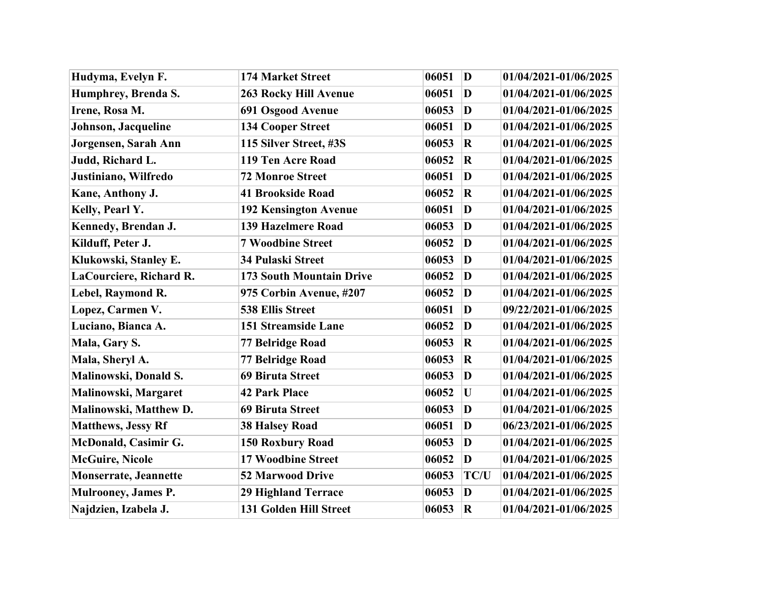| Hudyma, Evelyn F. | 174 Market Street | 06051 | D | 01/04/2021-01/06/2025 |
|---|---|---|---|---|
| Humphrey, Brenda S. | 263 Rocky Hill Avenue | 06051 | D | 01/04/2021-01/06/2025 |
| Irene, Rosa M. | 691 Osgood Avenue | 06053 | D | 01/04/2021-01/06/2025 |
| Johnson, Jacqueline | 134 Cooper Street | 06051 | D | 01/04/2021-01/06/2025 |
| Jorgensen, Sarah Ann | 115 Silver Street, #3S | 06053 | R | 01/04/2021-01/06/2025 |
| Judd, Richard L. | 119 Ten Acre Road | 06052 | R | 01/04/2021-01/06/2025 |
| Justiniano, Wilfredo | 72 Monroe Street | 06051 | D | 01/04/2021-01/06/2025 |
| Kane, Anthony J. | 41 Brookside Road | 06052 | R | 01/04/2021-01/06/2025 |
| Kelly, Pearl Y. | 192 Kensington Avenue | 06051 | D | 01/04/2021-01/06/2025 |
| Kennedy, Brendan J. | 139 Hazelmere Road | 06053 | D | 01/04/2021-01/06/2025 |
| Kilduff, Peter J. | 7 Woodbine Street | 06052 | D | 01/04/2021-01/06/2025 |
| Klukowski, Stanley E. | 34 Pulaski Street | 06053 | D | 01/04/2021-01/06/2025 |
| LaCourciere, Richard R. | 173 South Mountain Drive | 06052 | D | 01/04/2021-01/06/2025 |
| Lebel, Raymond R. | 975 Corbin Avenue, #207 | 06052 | D | 01/04/2021-01/06/2025 |
| Lopez, Carmen V. | 538 Ellis Street | 06051 | D | 09/22/2021-01/06/2025 |
| Luciano, Bianca A. | 151 Streamside Lane | 06052 | D | 01/04/2021-01/06/2025 |
| Mala, Gary S. | 77 Belridge Road | 06053 | R | 01/04/2021-01/06/2025 |
| Mala, Sheryl A. | 77 Belridge Road | 06053 | R | 01/04/2021-01/06/2025 |
| Malinowski, Donald S. | 69 Biruta Street | 06053 | D | 01/04/2021-01/06/2025 |
| Malinowski, Margaret | 42 Park Place | 06052 | U | 01/04/2021-01/06/2025 |
| Malinowski, Matthew D. | 69 Biruta Street | 06053 | D | 01/04/2021-01/06/2025 |
| Matthews, Jessy Rf | 38 Halsey Road | 06051 | D | 06/23/2021-01/06/2025 |
| McDonald, Casimir G. | 150 Roxbury Road | 06053 | D | 01/04/2021-01/06/2025 |
| McGuire, Nicole | 17 Woodbine Street | 06052 | D | 01/04/2021-01/06/2025 |
| Monserrate, Jeannette | 52 Marwood Drive | 06053 | TC/U | 01/04/2021-01/06/2025 |
| Mulrooney, James P. | 29 Highland Terrace | 06053 | D | 01/04/2021-01/06/2025 |
| Najdzien, Izabela J. | 131 Golden Hill Street | 06053 | R | 01/04/2021-01/06/2025 |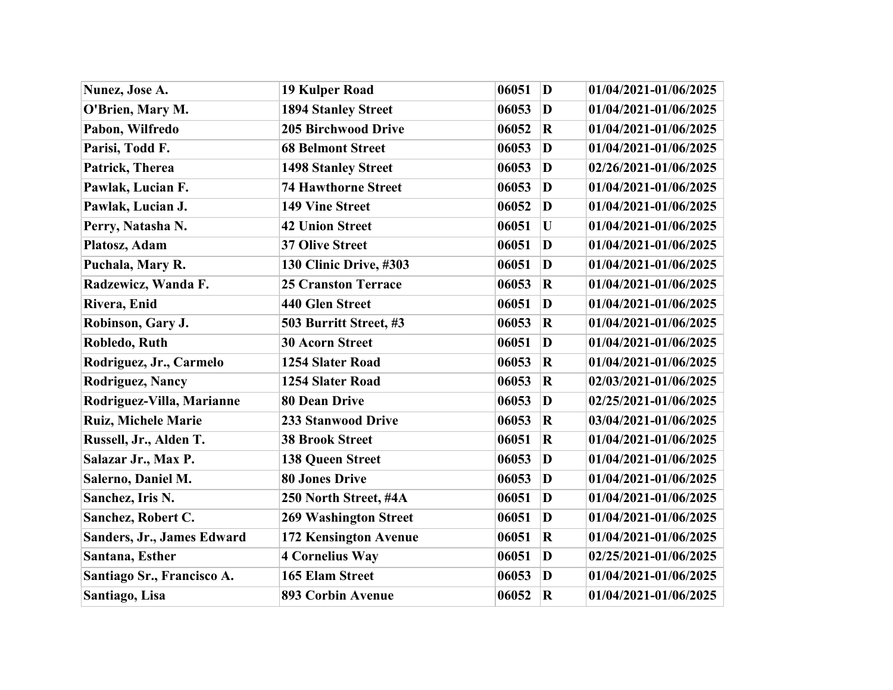| Nunez, Jose A. | 19 Kulper Road | 06051 | D | 01/04/2021-01/06/2025 |
|---|---|---|---|---|
| O'Brien, Mary M. | 1894 Stanley Street | 06053 | D | 01/04/2021-01/06/2025 |
| Pabon, Wilfredo | 205 Birchwood Drive | 06052 | R | 01/04/2021-01/06/2025 |
| Parisi, Todd F. | 68 Belmont Street | 06053 | D | 01/04/2021-01/06/2025 |
| Patrick, Therea | 1498 Stanley Street | 06053 | D | 02/26/2021-01/06/2025 |
| Pawlak, Lucian F. | 74 Hawthorne Street | 06053 | D | 01/04/2021-01/06/2025 |
| Pawlak, Lucian J. | 149 Vine Street | 06052 | D | 01/04/2021-01/06/2025 |
| Perry, Natasha N. | 42 Union Street | 06051 | U | 01/04/2021-01/06/2025 |
| Platosz, Adam | 37 Olive Street | 06051 | D | 01/04/2021-01/06/2025 |
| Puchala, Mary R. | 130 Clinic Drive, #303 | 06051 | D | 01/04/2021-01/06/2025 |
| Radzewicz, Wanda F. | 25 Cranston Terrace | 06053 | R | 01/04/2021-01/06/2025 |
| Rivera, Enid | 440 Glen Street | 06051 | D | 01/04/2021-01/06/2025 |
| Robinson, Gary J. | 503 Burritt Street, #3 | 06053 | R | 01/04/2021-01/06/2025 |
| Robledo, Ruth | 30 Acorn Street | 06051 | D | 01/04/2021-01/06/2025 |
| Rodriguez, Jr., Carmelo | 1254 Slater Road | 06053 | R | 01/04/2021-01/06/2025 |
| Rodriguez, Nancy | 1254 Slater Road | 06053 | R | 02/03/2021-01/06/2025 |
| Rodriguez-Villa, Marianne | 80 Dean Drive | 06053 | D | 02/25/2021-01/06/2025 |
| Ruiz, Michele Marie | 233 Stanwood Drive | 06053 | R | 03/04/2021-01/06/2025 |
| Russell, Jr., Alden T. | 38 Brook Street | 06051 | R | 01/04/2021-01/06/2025 |
| Salazar Jr., Max P. | 138 Queen Street | 06053 | D | 01/04/2021-01/06/2025 |
| Salerno, Daniel M. | 80 Jones Drive | 06053 | D | 01/04/2021-01/06/2025 |
| Sanchez, Iris N. | 250 North Street, #4A | 06051 | D | 01/04/2021-01/06/2025 |
| Sanchez, Robert C. | 269 Washington Street | 06051 | D | 01/04/2021-01/06/2025 |
| Sanders, Jr., James Edward | 172 Kensington Avenue | 06051 | R | 01/04/2021-01/06/2025 |
| Santana, Esther | 4 Cornelius Way | 06051 | D | 02/25/2021-01/06/2025 |
| Santiago Sr., Francisco A. | 165 Elam Street | 06053 | D | 01/04/2021-01/06/2025 |
| Santiago, Lisa | 893 Corbin Avenue | 06052 | R | 01/04/2021-01/06/2025 |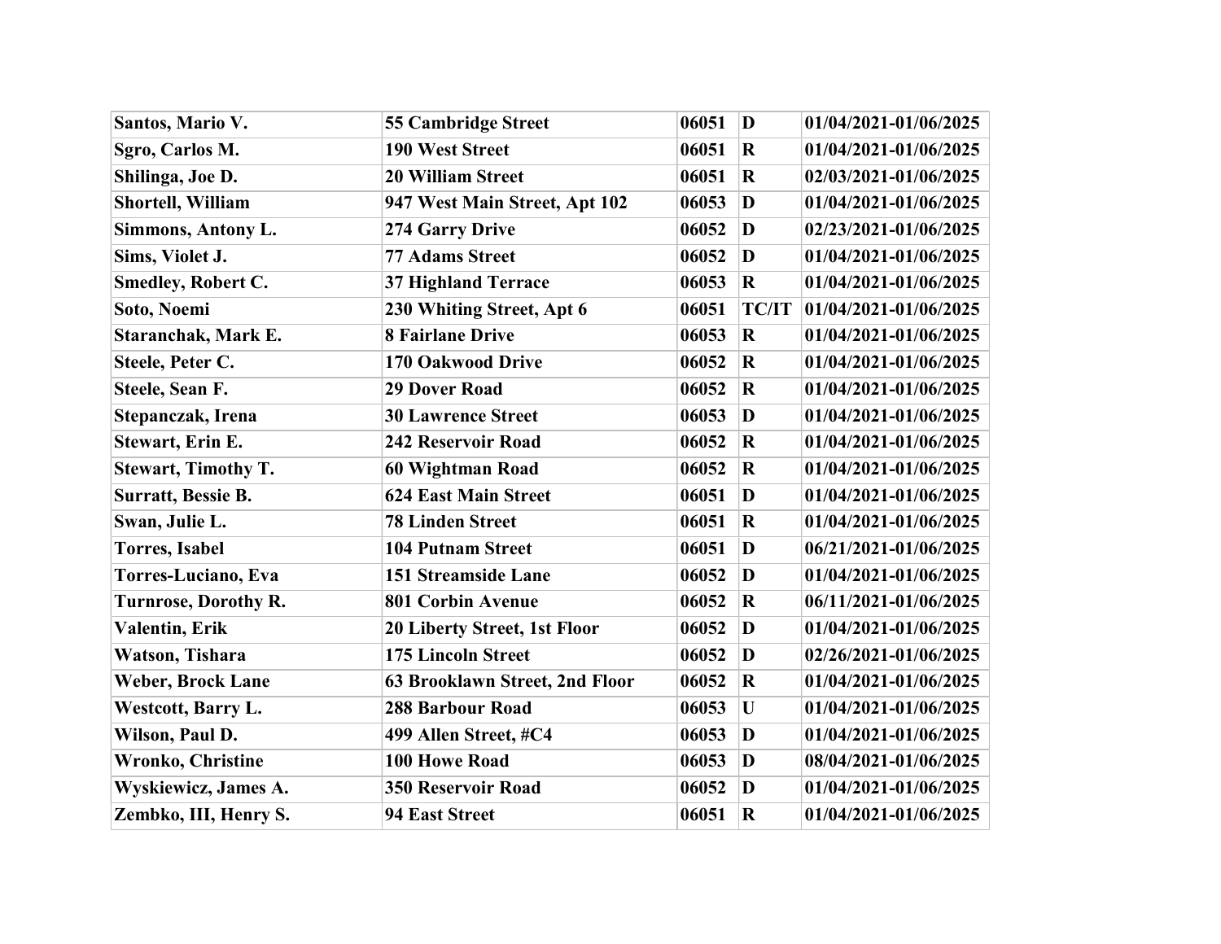| | | | | |
|---|---|---|---|---|
| **Santos, Mario V.** | **55 Cambridge Street** | **06051** | **D** | **01/04/2021-01/06/2025** |
| **Sgro, Carlos M.** | **190 West Street** | **06051** | **R** | **01/04/2021-01/06/2025** |
| **Shilinga, Joe D.** | **20 William Street** | **06051** | **R** | **02/03/2021-01/06/2025** |
| **Shortell, William** | **947 West Main Street, Apt 102** | **06053** | **D** | **01/04/2021-01/06/2025** |
| **Simmons, Antony L.** | **274 Garry Drive** | **06052** | **D** | **02/23/2021-01/06/2025** |
| **Sims, Violet J.** | **77 Adams Street** | **06052** | **D** | **01/04/2021-01/06/2025** |
| **Smedley, Robert C.** | **37 Highland Terrace** | **06053** | **R** | **01/04/2021-01/06/2025** |
| **Soto, Noemi** | **230 Whiting Street, Apt 6** | **06051** | **TC/IT** | **01/04/2021-01/06/2025** |
| **Staranchak, Mark E.** | **8 Fairlane Drive** | **06053** | **R** | **01/04/2021-01/06/2025** |
| **Steele, Peter C.** | **170 Oakwood Drive** | **06052** | **R** | **01/04/2021-01/06/2025** |
| **Steele, Sean F.** | **29 Dover Road** | **06052** | **R** | **01/04/2021-01/06/2025** |
| **Stepanczak, Irena** | **30 Lawrence Street** | **06053** | **D** | **01/04/2021-01/06/2025** |
| **Stewart, Erin E.** | **242 Reservoir Road** | **06052** | **R** | **01/04/2021-01/06/2025** |
| **Stewart, Timothy T.** | **60 Wightman Road** | **06052** | **R** | **01/04/2021-01/06/2025** |
| **Surratt, Bessie B.** | **624 East Main Street** | **06051** | **D** | **01/04/2021-01/06/2025** |
| **Swan, Julie L.** | **78 Linden Street** | **06051** | **R** | **01/04/2021-01/06/2025** |
| **Torres, Isabel** | **104 Putnam Street** | **06051** | **D** | **06/21/2021-01/06/2025** |
| **Torres-Luciano, Eva** | **151 Streamside Lane** | **06052** | **D** | **01/04/2021-01/06/2025** |
| **Turnrose, Dorothy R.** | **801 Corbin Avenue** | **06052** | **R** | **06/11/2021-01/06/2025** |
| **Valentin, Erik** | **20 Liberty Street, 1st Floor** | **06052** | **D** | **01/04/2021-01/06/2025** |
| **Watson, Tishara** | **175 Lincoln Street** | **06052** | **D** | **02/26/2021-01/06/2025** |
| **Weber, Brock Lane** | **63 Brooklawn Street, 2nd Floor** | **06052** | **R** | **01/04/2021-01/06/2025** |
| **Westcott, Barry L.** | **288 Barbour Road** | **06053** | **U** | **01/04/2021-01/06/2025** |
| **Wilson, Paul D.** | **499 Allen Street, #C4** | **06053** | **D** | **01/04/2021-01/06/2025** |
| **Wronko, Christine** | **100 Howe Road** | **06053** | **D** | **08/04/2021-01/06/2025** |
| **Wyskiewicz, James A.** | **350 Reservoir Road** | **06052** | **D** | **01/04/2021-01/06/2025** |
| **Zembko, III, Henry S.** | **94 East Street** | **06051** | **R** | **01/04/2021-01/06/2025** |